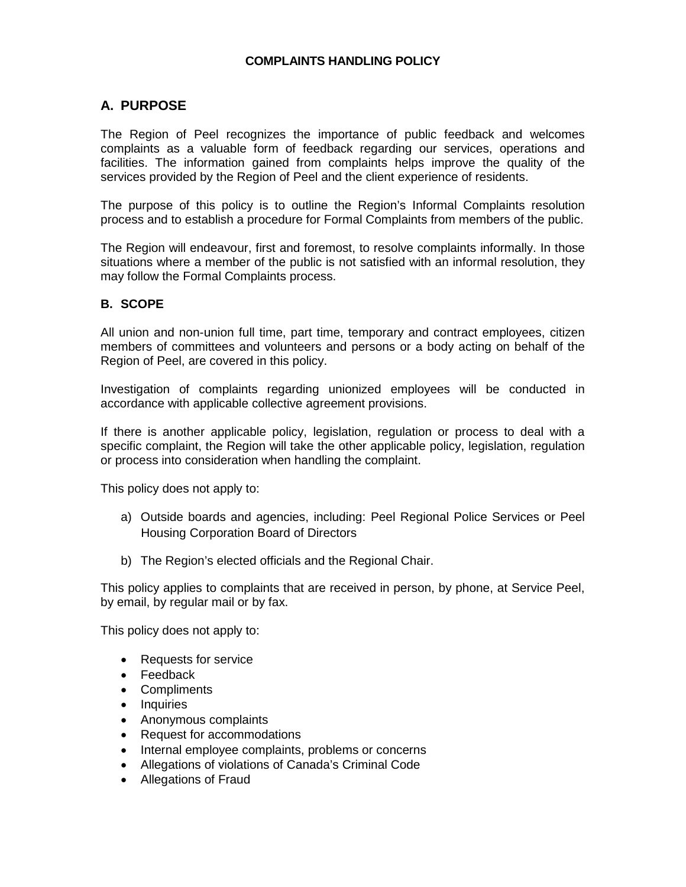# COMPLAINTS HANDLING POLICY

## A. PURPOSE

The Region of Peel recognizes the importance of public feedback and welcomes complaints as a valuable form of feedback regarding our services, operations and facilities. The information gained from complaints helps improve the quality of the services provided by the Region of Peel and the client experience of residents.

The purpose of this policy is to outline the Region's Informal Complaints resolution process and to establish a procedure for Formal Complaints from members of the public.

The Region will endeavour, first and foremost, to resolve complaints informally. In those situations where a member of the public is not satisfied with an informal resolution, they may follow the Formal Complaints process.

### B. SCOPE

All union and non-union full time, part time, temporary and contract employees, citizen members of committees and volunteers and persons or a body acting on behalf of the Region of Peel, are covered in this policy.

Investigation of complaints regarding unionized employees will be conducted in accordance with applicable collective agreement provisions.

If there is another applicable policy, legislation, regulation or process to deal with a specific complaint, the Region will take the other applicable policy, legislation, regulation or process into consideration when handling the complaint.

This policy does not apply to:

a) Outside boards and agencies, including: Peel Regional Police Services or Peel Housing Corporation Board of Directors

b) The Region's elected officials and the Regional Chair.

This policy applies to complaints that are received in person, by phone, at Service Peel, by email, by regular mail or by fax.

This policy does not apply to:

- Requests for service
- Feedback
- Compliments
- Inquiries
- Anonymous complaints
- Request for accommodations
- Internal employee complaints, problems or concerns
- Allegations of violations of Canada's Criminal Code
- Allegations of Fraud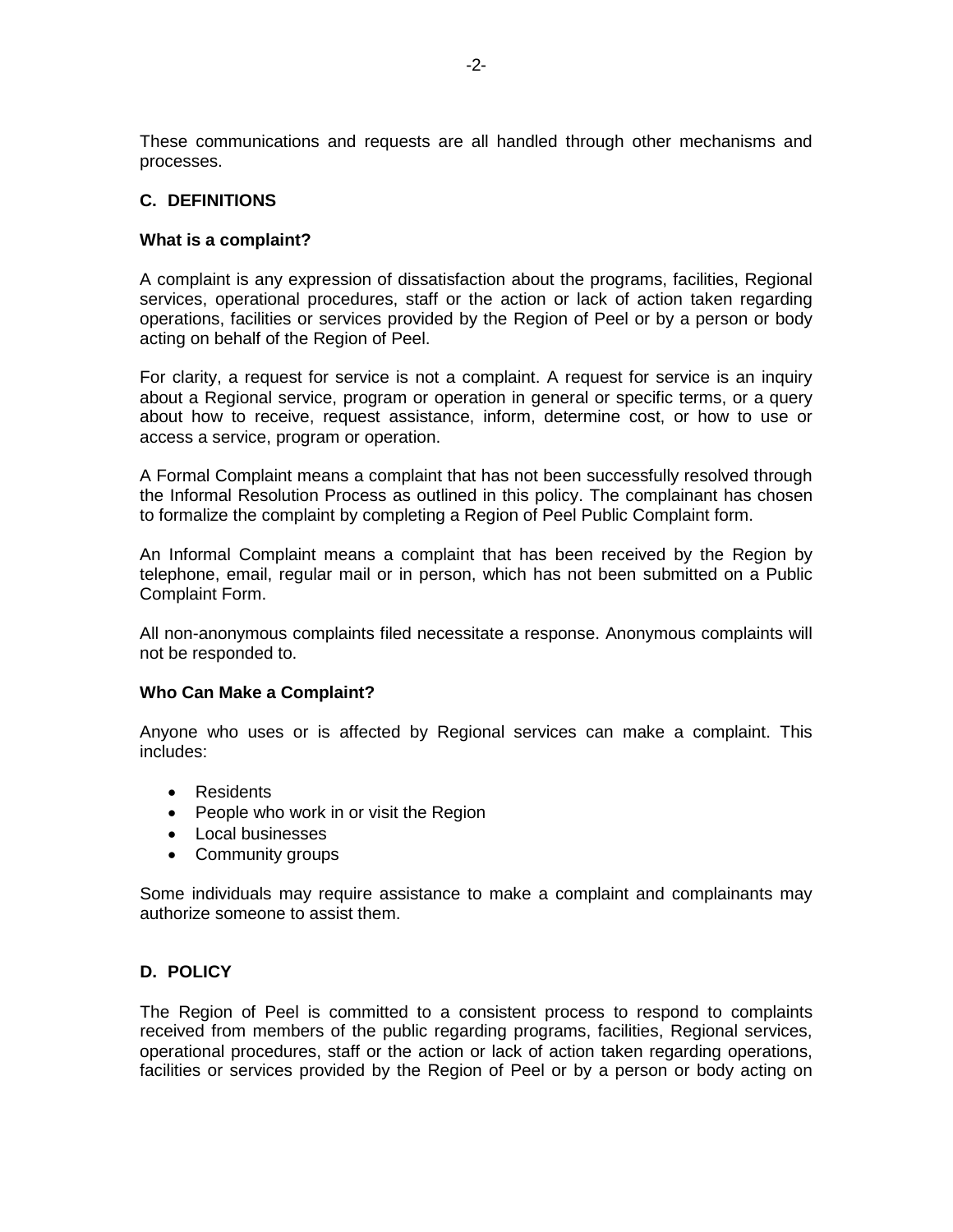These communications and requests are all handled through other mechanisms and processes.

## C. DEFINITIONS

### What is a complaint?

A complaint is any expression of dissatisfaction about the programs, facilities, Regional services, operational procedures, staff or the action or lack of action taken regarding operations, facilities or services provided by the Region of Peel or by a person or body acting on behalf of the Region of Peel.

For clarity, a request for service is not a complaint. A request for service is an inquiry about a Regional service, program or operation in general or specific terms, or a query about how to receive, request assistance, inform, determine cost, or how to use or access a service, program or operation.

A Formal Complaint means a complaint that has not been successfully resolved through the Informal Resolution Process as outlined in this policy. The complainant has chosen to formalize the complaint by completing a Region of Peel Public Complaint form.

An Informal Complaint means a complaint that has been received by the Region by telephone, email, regular mail or in person, which has not been submitted on a Public Complaint Form.

All non-anonymous complaints filed necessitate a response. Anonymous complaints will not be responded to.

### Who Can Make a Complaint?

Anyone who uses or is affected by Regional services can make a complaint. This includes:

- Residents
- People who work in or visit the Region
- Local businesses
- Community groups

Some individuals may require assistance to make a complaint and complainants may authorize someone to assist them.

## D. POLICY

The Region of Peel is committed to a consistent process to respond to complaints received from members of the public regarding programs, facilities, Regional services, operational procedures, staff or the action or lack of action taken regarding operations, facilities or services provided by the Region of Peel or by a person or body acting on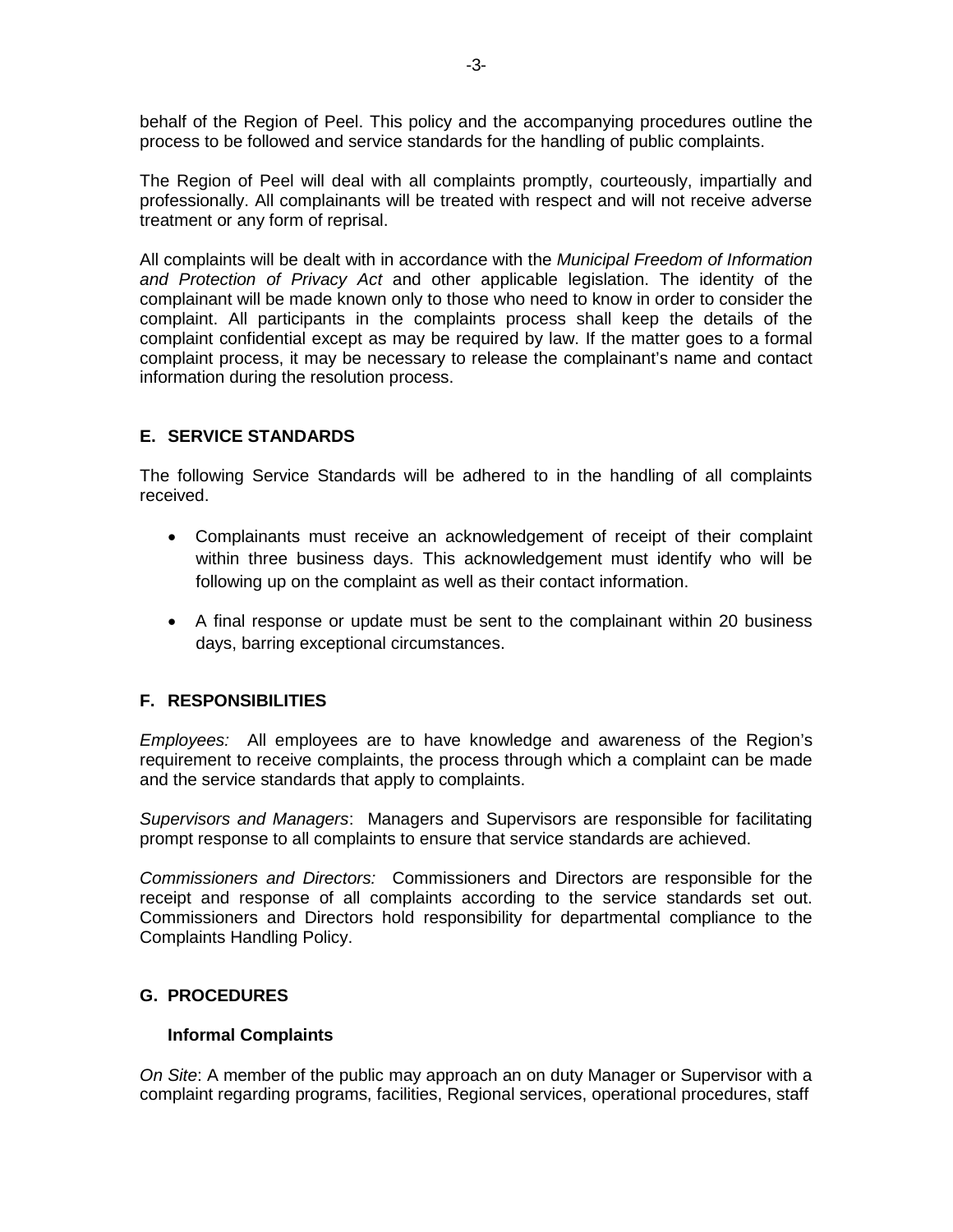behalf of the Region of Peel. This policy and the accompanying procedures outline the process to be followed and service standards for the handling of public complaints.

The Region of Peel will deal with all complaints promptly, courteously, impartially and professionally. All complainants will be treated with respect and will not receive adverse treatment or any form of reprisal.

All complaints will be dealt with in accordance with the *Municipal Freedom of Information and Protection of Privacy Act* and other applicable legislation. The identity of the complainant will be made known only to those who need to know in order to consider the complaint. All participants in the complaints process shall keep the details of the complaint confidential except as may be required by law. If the matter goes to a formal complaint process, it may be necessary to release the complainant's name and contact information during the resolution process.

## E. SERVICE STANDARDS

The following Service Standards will be adhered to in the handling of all complaints received.

- Complainants must receive an acknowledgement of receipt of their complaint within three business days. This acknowledgement must identify who will be following up on the complaint as well as their contact information.
- A final response or update must be sent to the complainant within 20 business days, barring exceptional circumstances.

## F. RESPONSIBILITIES

*Employees:* All employees are to have knowledge and awareness of the Region's requirement to receive complaints, the process through which a complaint can be made and the service standards that apply to complaints.

*Supervisors and Managers*: Managers and Supervisors are responsible for facilitating prompt response to all complaints to ensure that service standards are achieved.

*Commissioners and Directors:* Commissioners and Directors are responsible for the receipt and response of all complaints according to the service standards set out. Commissioners and Directors hold responsibility for departmental compliance to the Complaints Handling Policy.

## G. PROCEDURES

### Informal Complaints

*On Site*: A member of the public may approach an on duty Manager or Supervisor with a complaint regarding programs, facilities, Regional services, operational procedures, staff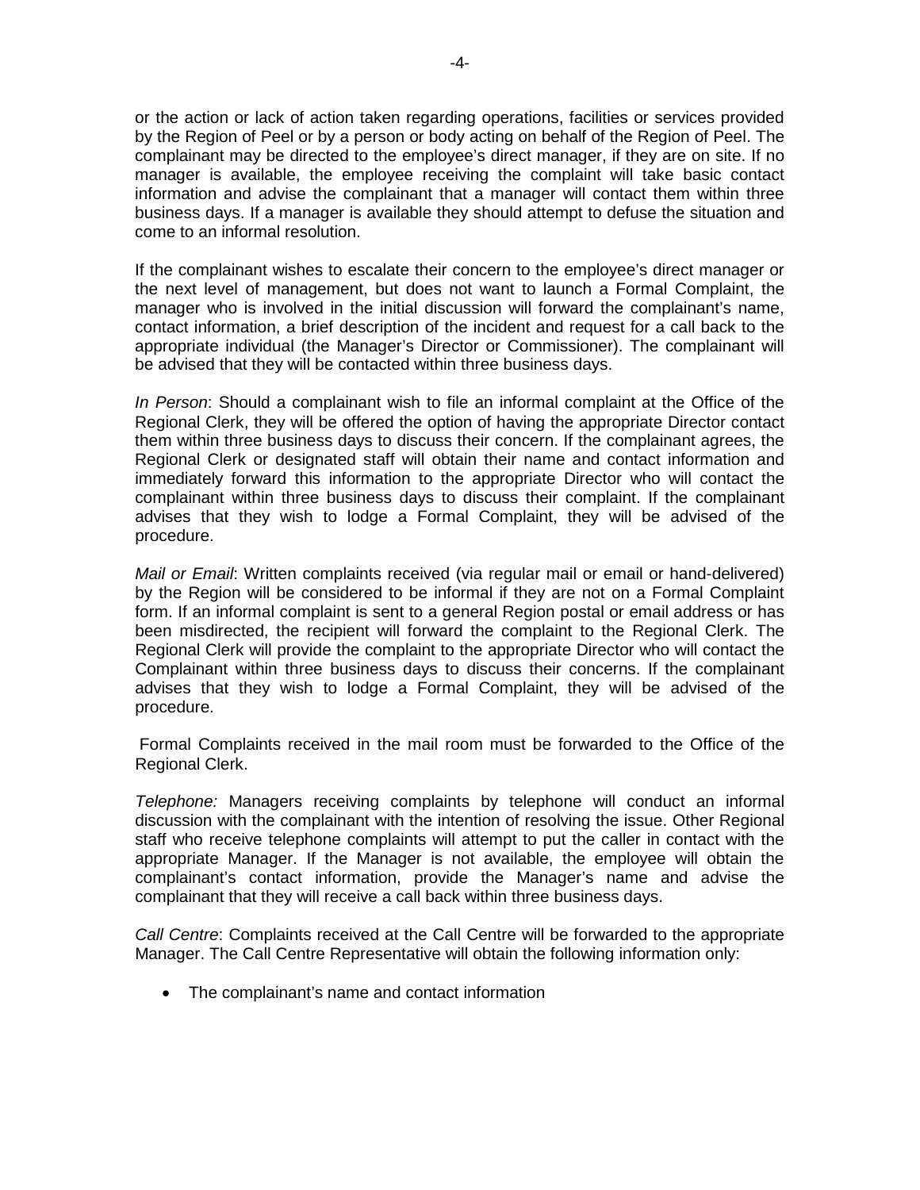or the action or lack of action taken regarding operations, facilities or services provided by the Region of Peel or by a person or body acting on behalf of the Region of Peel. The complainant may be directed to the employee's direct manager, if they are on site. If no manager is available, the employee receiving the complaint will take basic contact information and advise the complainant that a manager will contact them within three business days. If a manager is available they should attempt to defuse the situation and come to an informal resolution.

If the complainant wishes to escalate their concern to the employee's direct manager or the next level of management, but does not want to launch a Formal Complaint, the manager who is involved in the initial discussion will forward the complainant's name, contact information, a brief description of the incident and request for a call back to the appropriate individual (the Manager's Director or Commissioner). The complainant will be advised that they will be contacted within three business days.

*In Person*: Should a complainant wish to file an informal complaint at the Office of the Regional Clerk, they will be offered the option of having the appropriate Director contact them within three business days to discuss their concern. If the complainant agrees, the Regional Clerk or designated staff will obtain their name and contact information and immediately forward this information to the appropriate Director who will contact the complainant within three business days to discuss their complaint. If the complainant advises that they wish to lodge a Formal Complaint, they will be advised of the procedure.

*Mail or Email*: Written complaints received (via regular mail or email or hand-delivered) by the Region will be considered to be informal if they are not on a Formal Complaint form. If an informal complaint is sent to a general Region postal or email address or has been misdirected, the recipient will forward the complaint to the Regional Clerk. The Regional Clerk will provide the complaint to the appropriate Director who will contact the Complainant within three business days to discuss their concerns. If the complainant advises that they wish to lodge a Formal Complaint, they will be advised of the procedure.

Formal Complaints received in the mail room must be forwarded to the Office of the Regional Clerk.

*Telephone:* Managers receiving complaints by telephone will conduct an informal discussion with the complainant with the intention of resolving the issue. Other Regional staff who receive telephone complaints will attempt to put the caller in contact with the appropriate Manager. If the Manager is not available, the employee will obtain the complainant's contact information, provide the Manager's name and advise the complainant that they will receive a call back within three business days.

*Call Centre*: Complaints received at the Call Centre will be forwarded to the appropriate Manager. The Call Centre Representative will obtain the following information only:

- The complainant's name and contact information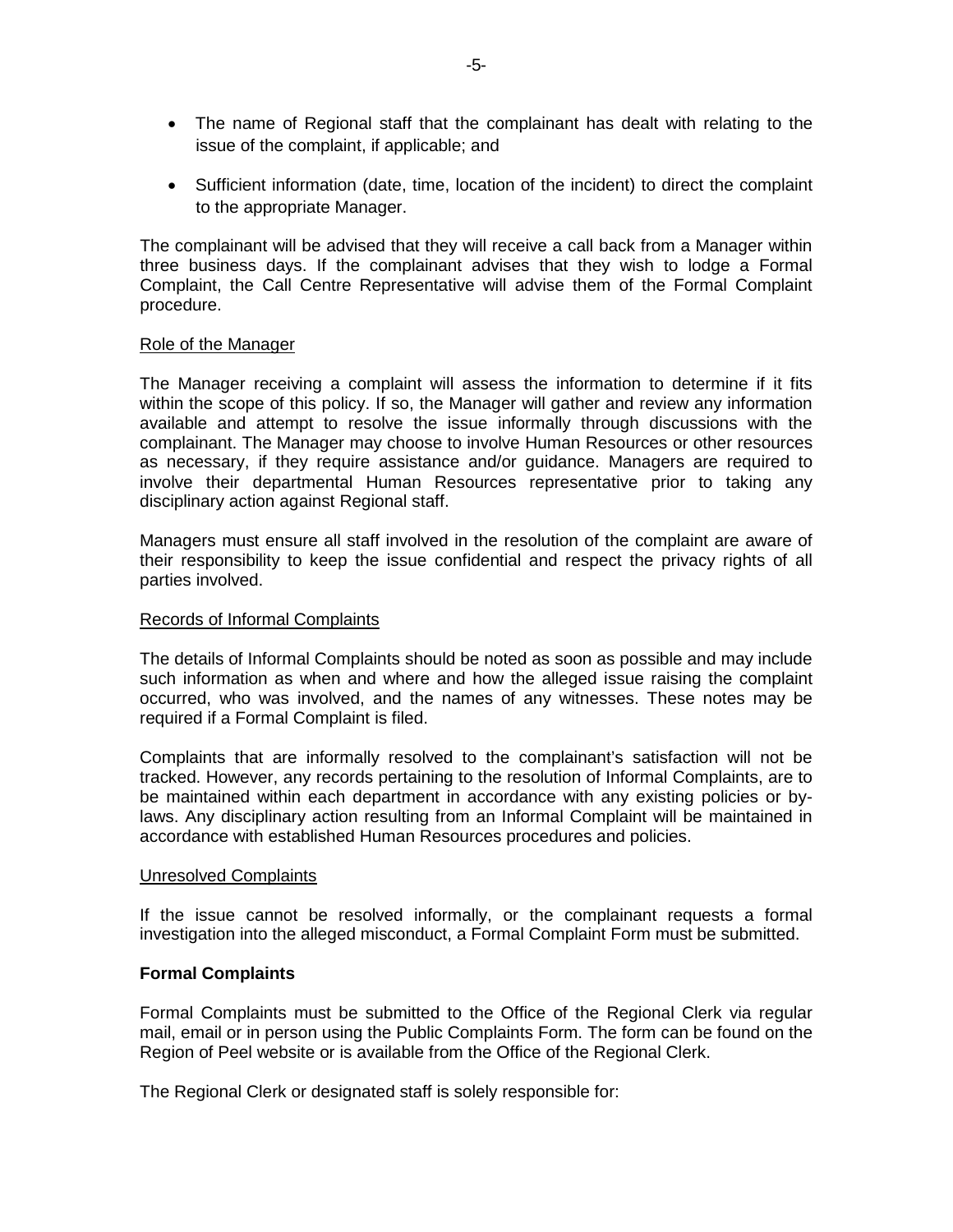- The name of Regional staff that the complainant has dealt with relating to the issue of the complaint, if applicable; and
- Sufficient information (date, time, location of the incident) to direct the complaint to the appropriate Manager.

The complainant will be advised that they will receive a call back from a Manager within three business days. If the complainant advises that they wish to lodge a Formal Complaint, the Call Centre Representative will advise them of the Formal Complaint procedure.

<u>Role of the Manager</u>

The Manager receiving a complaint will assess the information to determine if it fits within the scope of this policy. If so, the Manager will gather and review any information available and attempt to resolve the issue informally through discussions with the complainant. The Manager may choose to involve Human Resources or other resources as necessary, if they require assistance and/or guidance. Managers are required to involve their departmental Human Resources representative prior to taking any disciplinary action against Regional staff.

Managers must ensure all staff involved in the resolution of the complaint are aware of their responsibility to keep the issue confidential and respect the privacy rights of all parties involved.

<u>Records of Informal Complaints</u>

The details of Informal Complaints should be noted as soon as possible and may include such information as when and where and how the alleged issue raising the complaint occurred, who was involved, and the names of any witnesses. These notes may be required if a Formal Complaint is filed.

Complaints that are informally resolved to the complainant's satisfaction will not be tracked. However, any records pertaining to the resolution of Informal Complaints, are to be maintained within each department in accordance with any existing policies or by-laws. Any disciplinary action resulting from an Informal Complaint will be maintained in accordance with established Human Resources procedures and policies.

<u>Unresolved Complaints</u>

If the issue cannot be resolved informally, or the complainant requests a formal investigation into the alleged misconduct, a Formal Complaint Form must be submitted.

**Formal Complaints**

Formal Complaints must be submitted to the Office of the Regional Clerk via regular mail, email or in person using the Public Complaints Form. The form can be found on the Region of Peel website or is available from the Office of the Regional Clerk.

The Regional Clerk or designated staff is solely responsible for: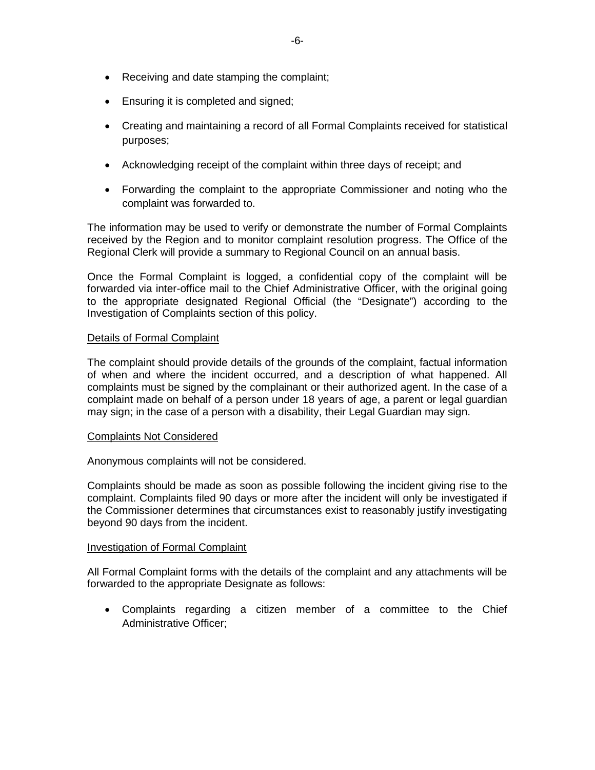- Receiving and date stamping the complaint;
- Ensuring it is completed and signed;
- Creating and maintaining a record of all Formal Complaints received for statistical purposes;
- Acknowledging receipt of the complaint within three days of receipt; and
- Forwarding the complaint to the appropriate Commissioner and noting who the complaint was forwarded to.

The information may be used to verify or demonstrate the number of Formal Complaints received by the Region and to monitor complaint resolution progress. The Office of the Regional Clerk will provide a summary to Regional Council on an annual basis.

Once the Formal Complaint is logged, a confidential copy of the complaint will be forwarded via inter-office mail to the Chief Administrative Officer, with the original going to the appropriate designated Regional Official (the "Designate") according to the Investigation of Complaints section of this policy.

<u>Details of Formal Complaint</u>

The complaint should provide details of the grounds of the complaint, factual information of when and where the incident occurred, and a description of what happened. All complaints must be signed by the complainant or their authorized agent. In the case of a complaint made on behalf of a person under 18 years of age, a parent or legal guardian may sign; in the case of a person with a disability, their Legal Guardian may sign.

<u>Complaints Not Considered</u>

Anonymous complaints will not be considered.

Complaints should be made as soon as possible following the incident giving rise to the complaint. Complaints filed 90 days or more after the incident will only be investigated if the Commissioner determines that circumstances exist to reasonably justify investigating beyond 90 days from the incident.

<u>Investigation of Formal Complaint</u>

All Formal Complaint forms with the details of the complaint and any attachments will be forwarded to the appropriate Designate as follows:

- Complaints regarding a citizen member of a committee to the Chief Administrative Officer;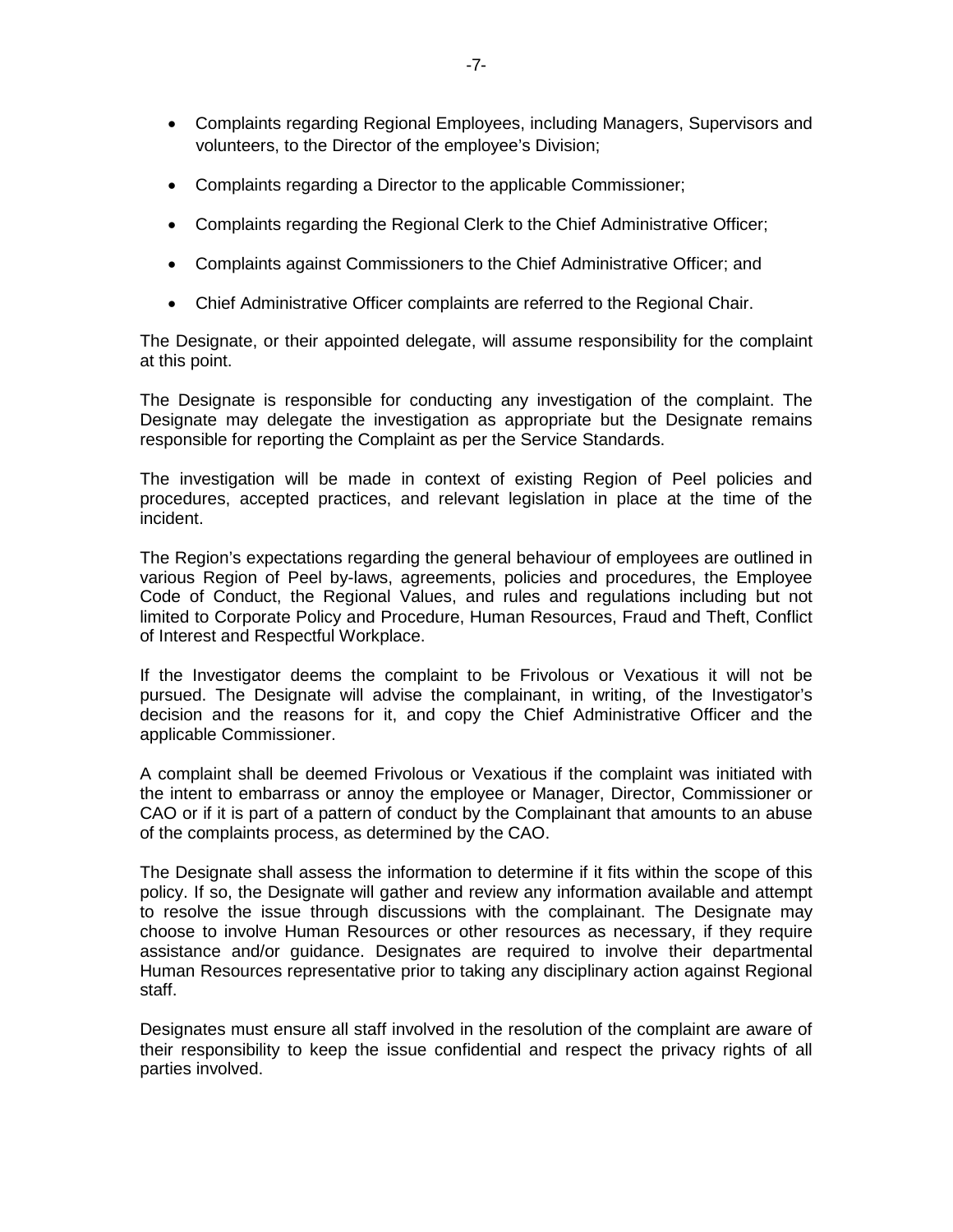- Complaints regarding Regional Employees, including Managers, Supervisors and volunteers, to the Director of the employee's Division;
- Complaints regarding a Director to the applicable Commissioner;
- Complaints regarding the Regional Clerk to the Chief Administrative Officer;
- Complaints against Commissioners to the Chief Administrative Officer; and
- Chief Administrative Officer complaints are referred to the Regional Chair.

The Designate, or their appointed delegate, will assume responsibility for the complaint at this point.

The Designate is responsible for conducting any investigation of the complaint. The Designate may delegate the investigation as appropriate but the Designate remains responsible for reporting the Complaint as per the Service Standards.

The investigation will be made in context of existing Region of Peel policies and procedures, accepted practices, and relevant legislation in place at the time of the incident.

The Region's expectations regarding the general behaviour of employees are outlined in various Region of Peel by-laws, agreements, policies and procedures, the Employee Code of Conduct, the Regional Values, and rules and regulations including but not limited to Corporate Policy and Procedure, Human Resources, Fraud and Theft, Conflict of Interest and Respectful Workplace.

If the Investigator deems the complaint to be Frivolous or Vexatious it will not be pursued. The Designate will advise the complainant, in writing, of the Investigator's decision and the reasons for it, and copy the Chief Administrative Officer and the applicable Commissioner.

A complaint shall be deemed Frivolous or Vexatious if the complaint was initiated with the intent to embarrass or annoy the employee or Manager, Director, Commissioner or CAO or if it is part of a pattern of conduct by the Complainant that amounts to an abuse of the complaints process, as determined by the CAO.

The Designate shall assess the information to determine if it fits within the scope of this policy. If so, the Designate will gather and review any information available and attempt to resolve the issue through discussions with the complainant. The Designate may choose to involve Human Resources or other resources as necessary, if they require assistance and/or guidance. Designates are required to involve their departmental Human Resources representative prior to taking any disciplinary action against Regional staff.

Designates must ensure all staff involved in the resolution of the complaint are aware of their responsibility to keep the issue confidential and respect the privacy rights of all parties involved.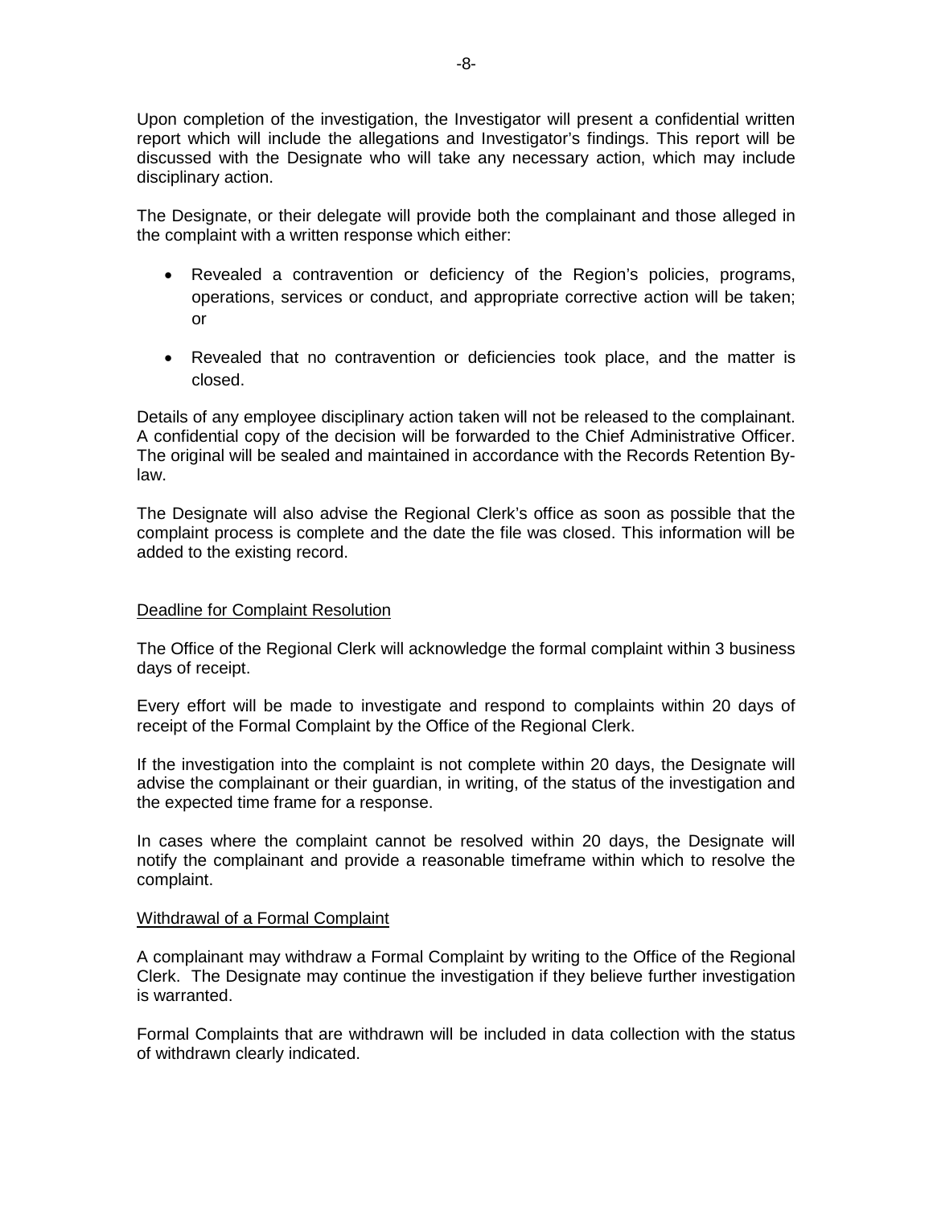Upon completion of the investigation, the Investigator will present a confidential written report which will include the allegations and Investigator's findings. This report will be discussed with the Designate who will take any necessary action, which may include disciplinary action.

The Designate, or their delegate will provide both the complainant and those alleged in the complaint with a written response which either:

- Revealed a contravention or deficiency of the Region's policies, programs, operations, services or conduct, and appropriate corrective action will be taken; or
- Revealed that no contravention or deficiencies took place, and the matter is closed.

Details of any employee disciplinary action taken will not be released to the complainant. A confidential copy of the decision will be forwarded to the Chief Administrative Officer. The original will be sealed and maintained in accordance with the Records Retention By-law.

The Designate will also advise the Regional Clerk's office as soon as possible that the complaint process is complete and the date the file was closed. This information will be added to the existing record.

<u>Deadline for Complaint Resolution</u>

The Office of the Regional Clerk will acknowledge the formal complaint within 3 business days of receipt.

Every effort will be made to investigate and respond to complaints within 20 days of receipt of the Formal Complaint by the Office of the Regional Clerk.

If the investigation into the complaint is not complete within 20 days, the Designate will advise the complainant or their guardian, in writing, of the status of the investigation and the expected time frame for a response.

In cases where the complaint cannot be resolved within 20 days, the Designate will notify the complainant and provide a reasonable timeframe within which to resolve the complaint.

<u>Withdrawal of a Formal Complaint</u>

A complainant may withdraw a Formal Complaint by writing to the Office of the Regional Clerk. The Designate may continue the investigation if they believe further investigation is warranted.

Formal Complaints that are withdrawn will be included in data collection with the status of withdrawn clearly indicated.